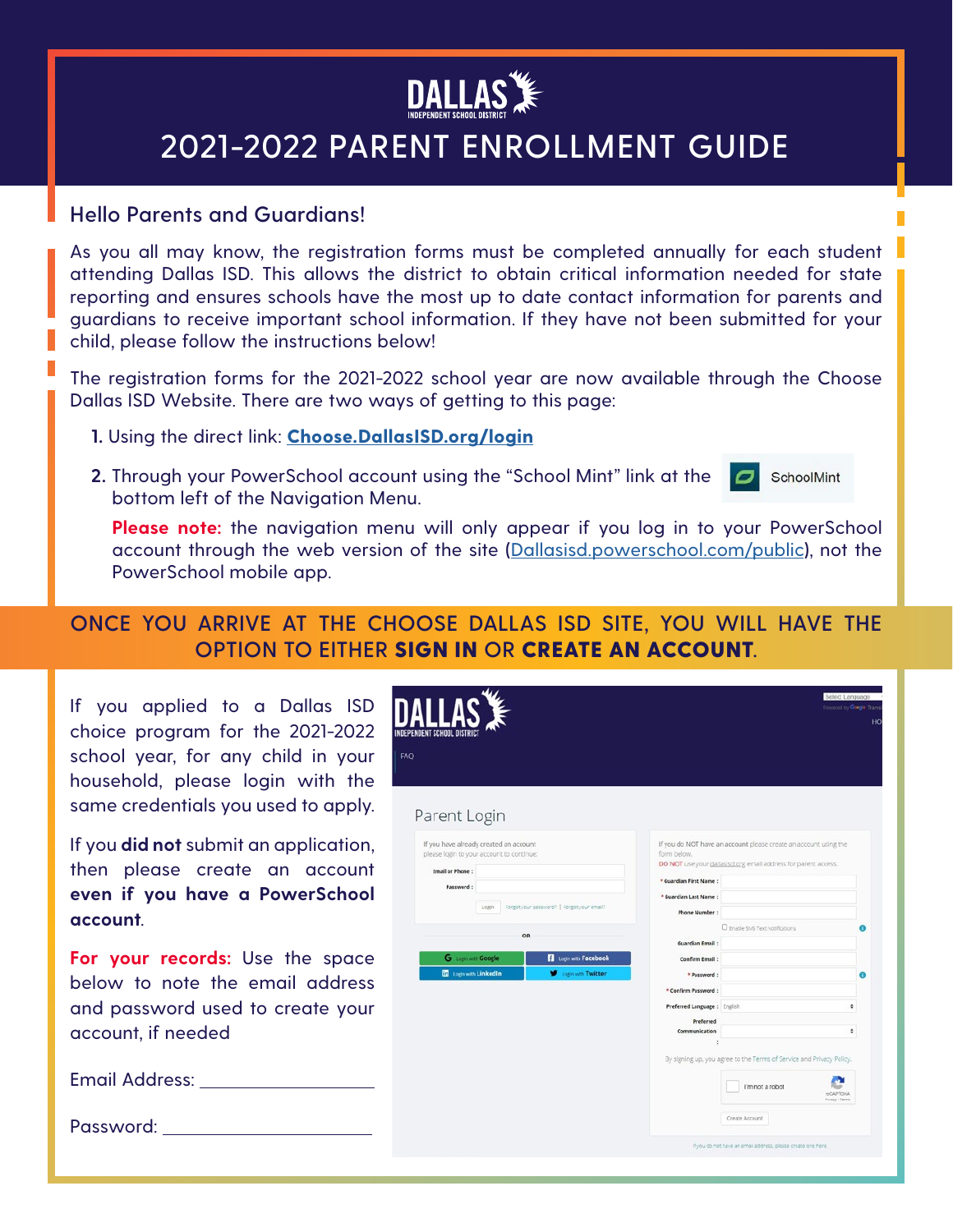# DALLAS INDEPENDENT SCHOOL DISTRICT

# 2021-2022 PARENT ENROLLMENT GUIDE

## Hello Parents and Guardians!

As you all may know, the registration forms must be completed annually for each student attending Dallas ISD. This allows the district to obtain critical information needed for state reporting and ensures schools have the most up to date contact information for parents and guardians to receive important school information. If they have not been submitted for your child, please follow the instructions below!

The registration forms for the 2021-2022 school year are now available through the Choose Dallas ISD Website. There are two ways of getting to this page:

1. Using the direct link: **Choose.DallasISD.org/login**
2. Through your PowerSchool account using the "School Mint" link at the bottom left of the Navigation Menu.

   **Please note:** the navigation menu will only appear if you log in to your PowerSchool account through the web version of the site (Dallasisd.powerschool.com/public), not the PowerSchool mobile app.

## ONCE YOU ARRIVE AT THE CHOOSE DALLAS ISD SITE, YOU WILL HAVE THE OPTION TO EITHER **SIGN IN** OR **CREATE AN ACCOUNT**.

If you applied to a Dallas ISD choice program for the 2021-2022 school year, for any child in your household, please login with the same credentials you used to apply.

If you **did not** submit an application, then please create an account **even if you have a PowerSchool account**.

**For your records:** Use the space below to note the email address and password used to create your account, if needed

Email Address: ______________________

Password: ______________________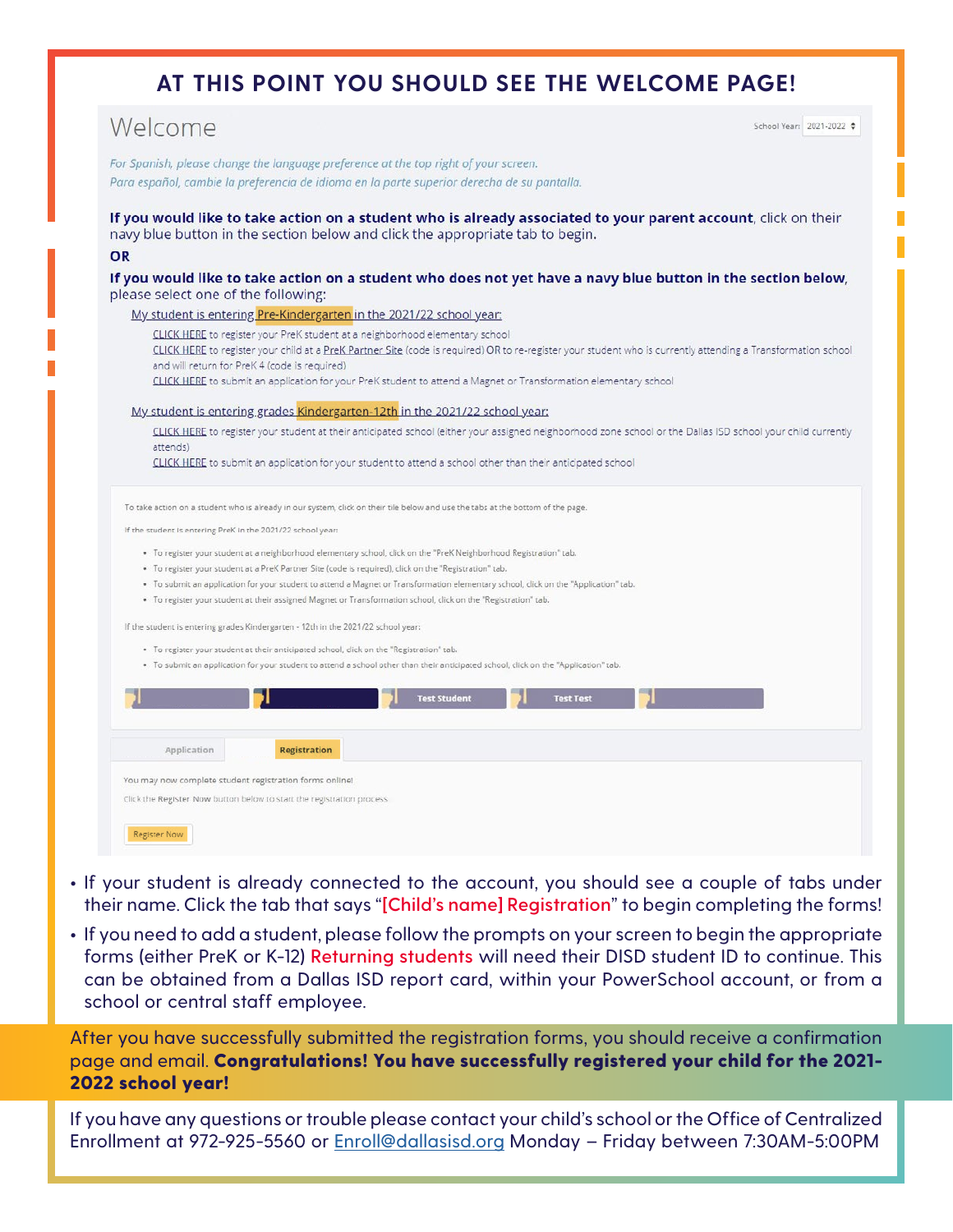## AT THIS POINT YOU SHOULD SEE THE WELCOME PAGE!

Welcome

School Year: 2021-2022

*For Spanish, please change the language preference at the top right of your screen.*
*Para español, cambie la preferencia de idioma en la parte superior derecha de su pantalla.*

**If you would like to take action on a student who is already associated to your parent account**, click on their navy blue button in the section below and click the appropriate tab to begin.

**OR**

**If you would like to take action on a student who does not yet have a navy blue button in the section below**, please select one of the following:

My student is entering Pre-Kindergarten in the 2021/22 school year:

- CLICK HERE to register your PreK student at a neighborhood elementary school
- CLICK HERE to register your child at a PreK Partner Site (code is required) OR to re-register your student who is currently attending a Transformation school and will return for PreK 4 (code is required)
- CLICK HERE to submit an application for your PreK student to attend a Magnet or Transformation elementary school

My student is entering grades Kindergarten-12th in the 2021/22 school year:

- CLICK HERE to register your student at their anticipated school (either your assigned neighborhood zone school or the Dallas ISD school your child currently attends)
- CLICK HERE to submit an application for your student to attend a school other than their anticipated school

To take action on a student who is already in our system, click on their tile below and use the tabs at the bottom of the page.

If the student is entering PreK in the 2021/22 school year:

- To register your student at a neighborhood elementary school, click on the "PreK Neighborhood Registration" tab.
- To register your student at a PreK Partner Site (code is required), click on the "Registration" tab.
- To submit an application for your student to attend a Magnet or Transformation elementary school, click on the "Application" tab.
- To register your student at their assigned Magnet or Transformation school, click on the "Registration" tab.

If the student is entering grades Kindergarten - 12th in the 2021/22 school year:

- To register your student at their anticipated school, click on the "Registration" tab.
- To submit an application for your student to attend a school other than their anticipated school, click on the "Application" tab.

Test Student | Test Test

Application | Registration

You may now complete student registration forms online!

Click the Register Now button below to start the registration process

Register Now

- If your student is already connected to the account, you should see a couple of tabs under their name. Click the tab that says "[Child's name] Registration" to begin completing the forms!
- If you need to add a student, please follow the prompts on your screen to begin the appropriate forms (either PreK or K-12) Returning students will need their DISD student ID to continue. This can be obtained from a Dallas ISD report card, within your PowerSchool account, or from a school or central staff employee.

After you have successfully submitted the registration forms, you should receive a confirmation page and email. **Congratulations! You have successfully registered your child for the 2021-2022 school year!**

If you have any questions or trouble please contact your child's school or the Office of Centralized Enrollment at 972-925-5560 or Enroll@dallasisd.org Monday – Friday between 7:30AM-5:00PM